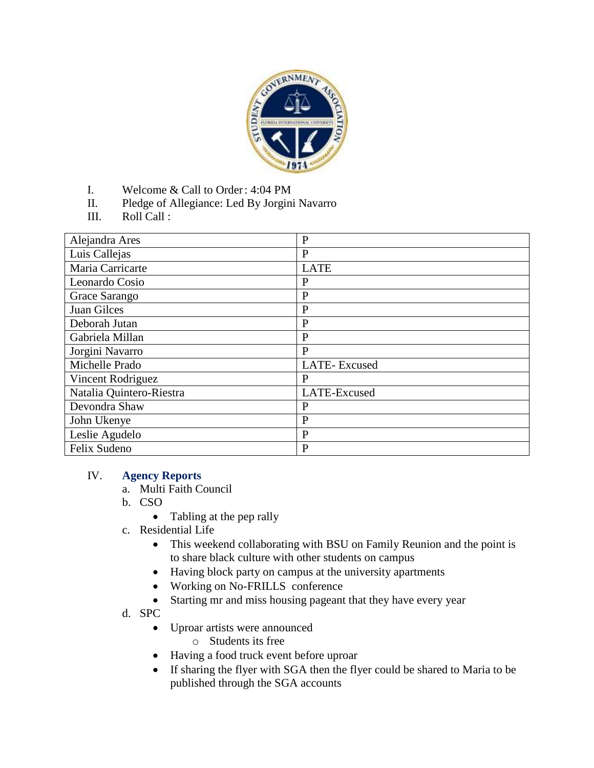I. Welcome & Call to Order: 4:04 PM

II. Pledge of Allegiance: Led By Jorgini Navarro

III. Roll Call :

| | |
|---|---|
| Alejandra Ares | P |
| Luis Callejas | P |
| Maria Carricarte | LATE |
| Leonardo Cosio | P |
| Grace Sarango | P |
| Juan Gilces | P |
| Deborah Jutan | P |
| Gabriela Millan | P |
| Jorgini Navarro | P |
| Michelle Prado | LATE- Excused |
| Vincent Rodriguez | P |
| Natalia Quintero-Riestra | LATE-Excused |
| Devondra Shaw | P |
| John Ukenye | P |
| Leslie Agudelo | P |
| Felix Sudeno | P |

IV. **Agency Reports**

a. Multi Faith Council

b. CSO
- Tabling at the pep rally

c. Residential Life
- This weekend collaborating with BSU on Family Reunion and the point is to share black culture with other students on campus
- Having block party on campus at the university apartments
- Working on No-FRILLS conference
- Starting mr and miss housing pageant that they have every year

d. SPC
- Uproar artists were announced
  - Students its free
- Having a food truck event before uproar
- If sharing the flyer with SGA then the flyer could be shared to Maria to be published through the SGA accounts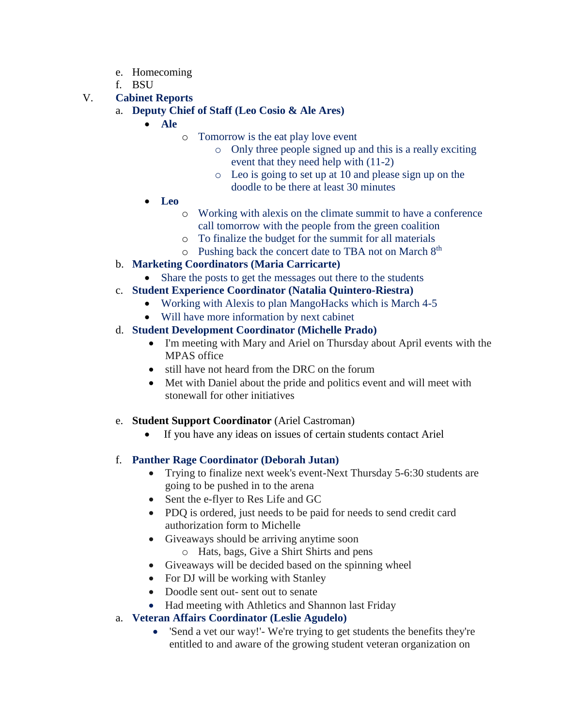e. Homecoming
f. BSU

V. **Cabinet Reports**

a. **Deputy Chief of Staff (Leo Cosio & Ale Ares)**

- **Ale**
  - Tomorrow is the eat play love event
    - Only three people signed up and this is a really exciting event that they need help with (11-2)
    - Leo is going to set up at 10 and please sign up on the doodle to be there at least 30 minutes
- **Leo**
  - Working with alexis on the climate summit to have a conference call tomorrow with the people from the green coalition
  - To finalize the budget for the summit for all materials
  - Pushing back the concert date to TBA not on March 8th

b. **Marketing Coordinators (Maria Carricarte)**

- Share the posts to get the messages out there to the students

c. **Student Experience Coordinator (Natalia Quintero-Riestra)**

- Working with Alexis to plan MangoHacks which is March 4-5
- Will have more information by next cabinet

d. **Student Development Coordinator (Michelle Prado)**

- I'm meeting with Mary and Ariel on Thursday about April events with the MPAS office
- still have not heard from the DRC on the forum
- Met with Daniel about the pride and politics event and will meet with stonewall for other initiatives

e. **Student Support Coordinator** (Ariel Castroman)

- If you have any ideas on issues of certain students contact Ariel

f. **Panther Rage Coordinator (Deborah Jutan)**

- Trying to finalize next week's event-Next Thursday 5-6:30 students are going to be pushed in to the arena
- Sent the e-flyer to Res Life and GC
- PDQ is ordered, just needs to be paid for needs to send credit card authorization form to Michelle
- Giveaways should be arriving anytime soon
  - Hats, bags, Give a Shirt Shirts and pens
- Giveaways will be decided based on the spinning wheel
- For DJ will be working with Stanley
- Doodle sent out- sent out to senate
- Had meeting with Athletics and Shannon last Friday

a. **Veteran Affairs Coordinator (Leslie Agudelo)**

- 'Send a vet our way!'- We're trying to get students the benefits they're entitled to and aware of the growing student veteran organization on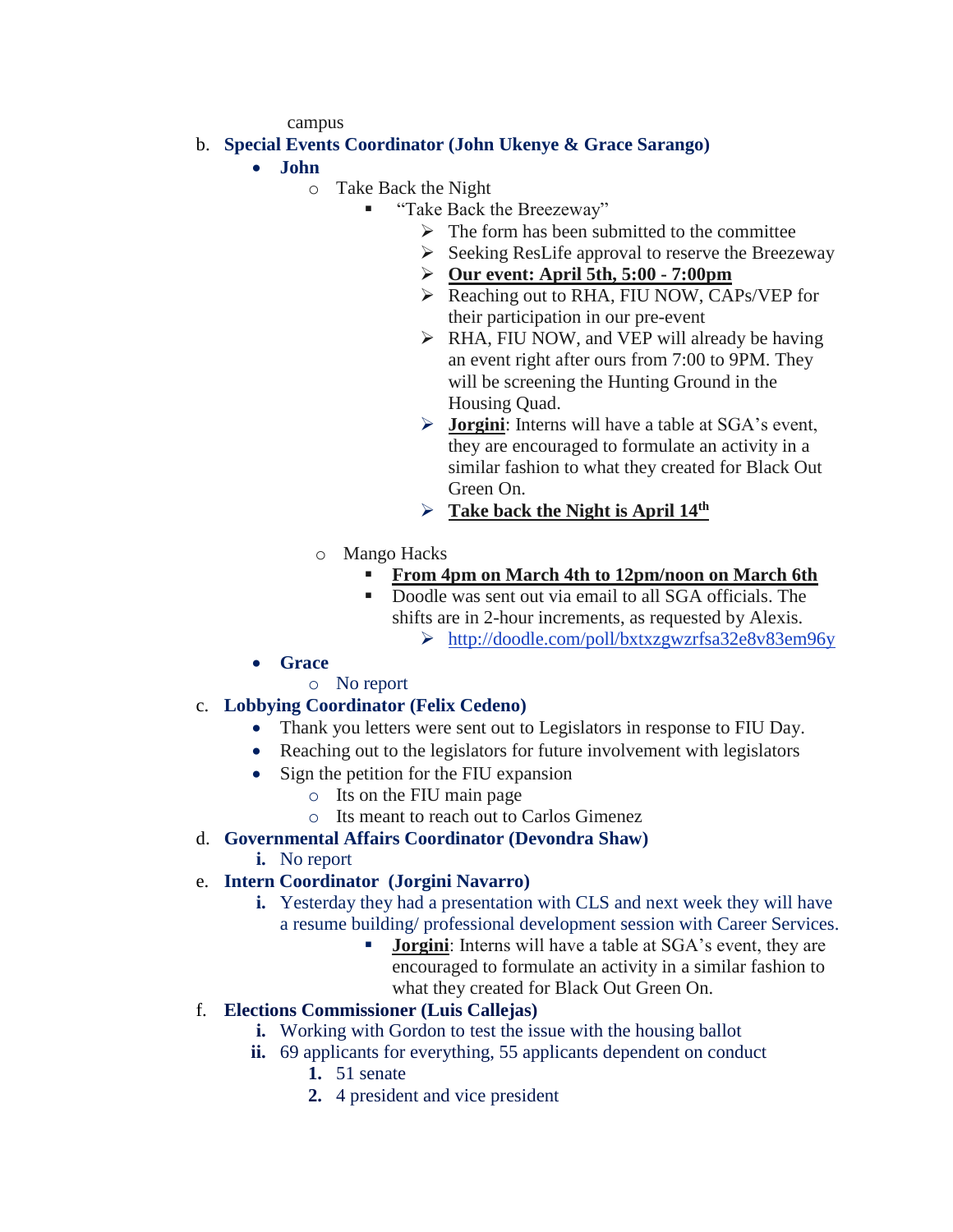campus

b. **Special Events Coordinator (John Ukenye & Grace Sarango)**
   - **John**
     - Take Back the Night
       - "Take Back the Breezeway"
         - The form has been submitted to the committee
         - Seeking ResLife approval to reserve the Breezeway
         - **Our event: April 5th, 5:00 - 7:00pm**
         - Reaching out to RHA, FIU NOW, CAPs/VEP for their participation in our pre-event
         - RHA, FIU NOW, and VEP will already be having an event right after ours from 7:00 to 9PM. They will be screening the Hunting Ground in the Housing Quad.
         - **Jorgini**: Interns will have a table at SGA's event, they are encouraged to formulate an activity in a similar fashion to what they created for Black Out Green On.
         - **Take back the Night is April 14th**
     - Mango Hacks
       - **From 4pm on March 4th to 12pm/noon on March 6th**
       - Doodle was sent out via email to all SGA officials. The shifts are in 2-hour increments, as requested by Alexis.
         - http://doodle.com/poll/bxtxzgwzrfsa32e8v83em96y
   - **Grace**
     - No report

c. **Lobbying Coordinator (Felix Cedeno)**
   - Thank you letters were sent out to Legislators in response to FIU Day.
   - Reaching out to the legislators for future involvement with legislators
   - Sign the petition for the FIU expansion
     - Its on the FIU main page
     - Its meant to reach out to Carlos Gimenez

d. **Governmental Affairs Coordinator (Devondra Shaw)**
   - i. No report

e. **Intern Coordinator (Jorgini Navarro)**
   - i. Yesterday they had a presentation with CLS and next week they will have a resume building/ professional development session with Career Services.
     - **Jorgini**: Interns will have a table at SGA's event, they are encouraged to formulate an activity in a similar fashion to what they created for Black Out Green On.

f. **Elections Commissioner (Luis Callejas)**
   - i. Working with Gordon to test the issue with the housing ballot
   - ii. 69 applicants for everything, 55 applicants dependent on conduct
     1. 51 senate
     2. 4 president and vice president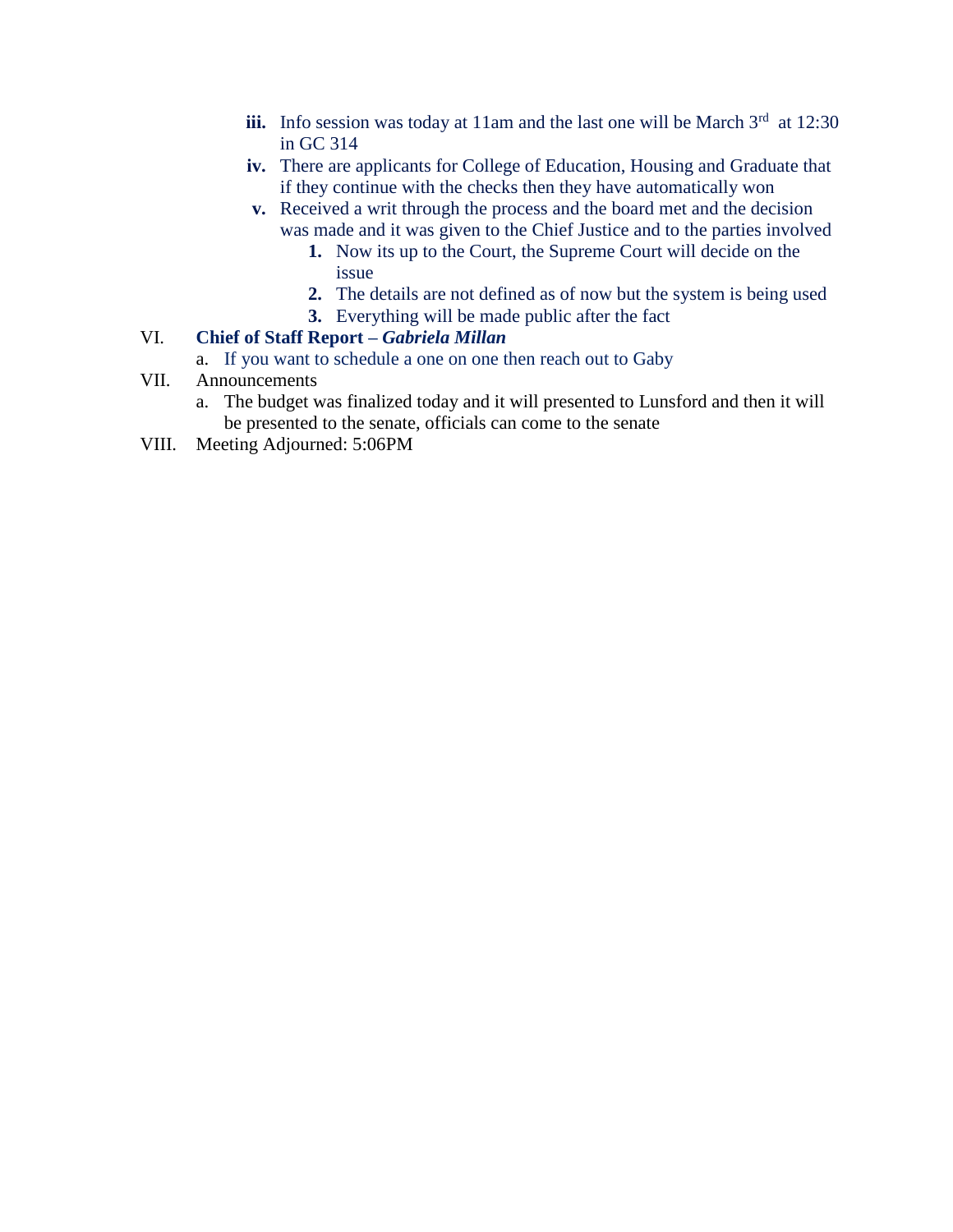- **iii.** Info session was today at 11am and the last one will be March 3rd at 12:30 in GC 314
- **iv.** There are applicants for College of Education, Housing and Graduate that if they continue with the checks then they have automatically won
- **v.** Received a writ through the process and the board met and the decision was made and it was given to the Chief Justice and to the parties involved
  1. Now its up to the Court, the Supreme Court will decide on the issue
  2. The details are not defined as of now but the system is being used
  3. Everything will be made public after the fact

VI. **Chief of Staff Report –** ***Gabriela Millan***

a. If you want to schedule a one on one then reach out to Gaby

VII. Announcements

a. The budget was finalized today and it will presented to Lunsford and then it will be presented to the senate, officials can come to the senate

VIII. Meeting Adjourned: 5:06PM